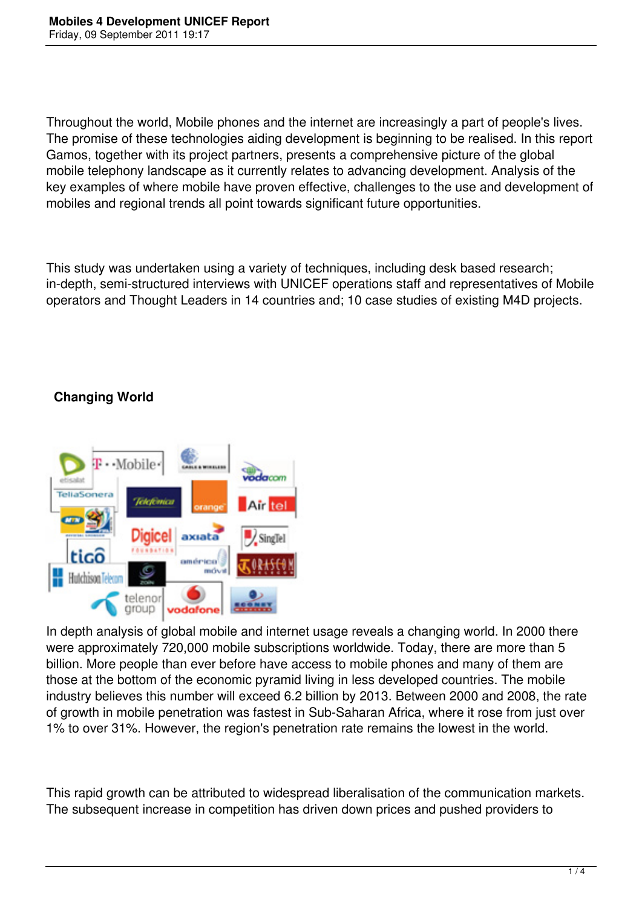Throughout the world, Mobile phones and the internet are increasingly a part of people's lives. The promise of these technologies aiding development is beginning to be realised. In this report Gamos, together with its project partners, presents a comprehensive picture of the global mobile telephony landscape as it currently relates to advancing development. Analysis of the key examples of where mobile have proven effective, challenges to the use and development of mobiles and regional trends all point towards significant future opportunities.

This study was undertaken using a variety of techniques, including desk based research; in-depth, semi-structured interviews with UNICEF operations staff and representatives of Mobile operators and Thought Leaders in 14 countries and; 10 case studies of existing M4D projects.

## Changing World

In depth analysis of global mobile and internet usage reveals a changing world. In 2000 there were approximately 720,000 mobile subscriptions worldwide. Today, there are more than 5 billion. More people than ever before have access to mobile phones and many of them are those at the bottom of the economic pyramid living in less developed countries. The mobile industry believes this number will exceed 6.2 billion by 2013. Between 2000 and 2008, the rate of growth in mobile penetration was fastest in Sub-Saharan Africa, where it rose from just over 1% to over 31%. However, the region's penetration rate remains the lowest in the world.

This rapid growth can be attributed to widespread liberalisation of the communication markets. The subsequent increase in competition has driven down prices and pushed providers to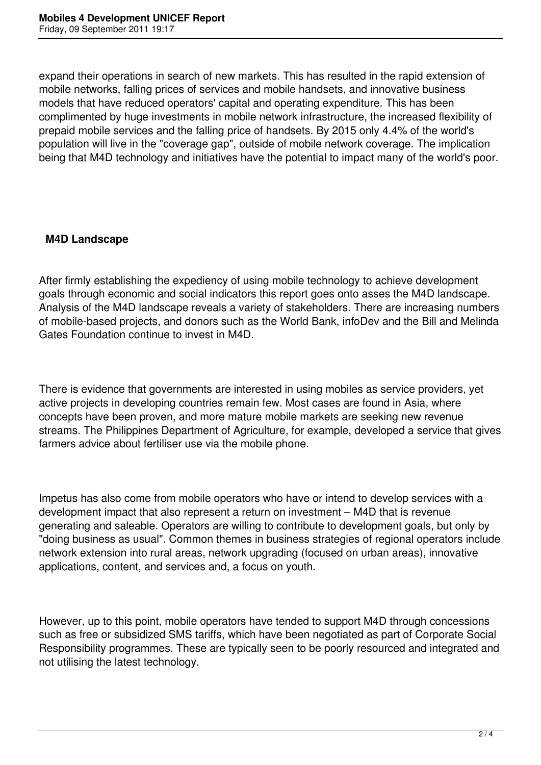expand their operations in search of new markets. This has resulted in the rapid extension of mobile networks, falling prices of services and mobile handsets, and innovative business models that have reduced operators' capital and operating expenditure. This has been complimented by huge investments in mobile network infrastructure, the increased flexibility of prepaid mobile services and the falling price of handsets. By 2015 only 4.4% of the world's population will live in the "coverage gap", outside of mobile network coverage. The implication being that M4D technology and initiatives have the potential to impact many of the world's poor.

**M4D Landscape**

After firmly establishing the expediency of using mobile technology to achieve development goals through economic and social indicators this report goes onto asses the M4D landscape. Analysis of the M4D landscape reveals a variety of stakeholders. There are increasing numbers of mobile-based projects, and donors such as the World Bank, infoDev and the Bill and Melinda Gates Foundation continue to invest in M4D.

There is evidence that governments are interested in using mobiles as service providers, yet active projects in developing countries remain few. Most cases are found in Asia, where concepts have been proven, and more mature mobile markets are seeking new revenue streams. The Philippines Department of Agriculture, for example, developed a service that gives farmers advice about fertiliser use via the mobile phone.

Impetus has also come from mobile operators who have or intend to develop services with a development impact that also represent a return on investment – M4D that is revenue generating and saleable. Operators are willing to contribute to development goals, but only by "doing business as usual". Common themes in business strategies of regional operators include network extension into rural areas, network upgrading (focused on urban areas), innovative applications, content, and services and, a focus on youth.

However, up to this point, mobile operators have tended to support M4D through concessions such as free or subsidized SMS tariffs, which have been negotiated as part of Corporate Social Responsibility programmes. These are typically seen to be poorly resourced and integrated and not utilising the latest technology.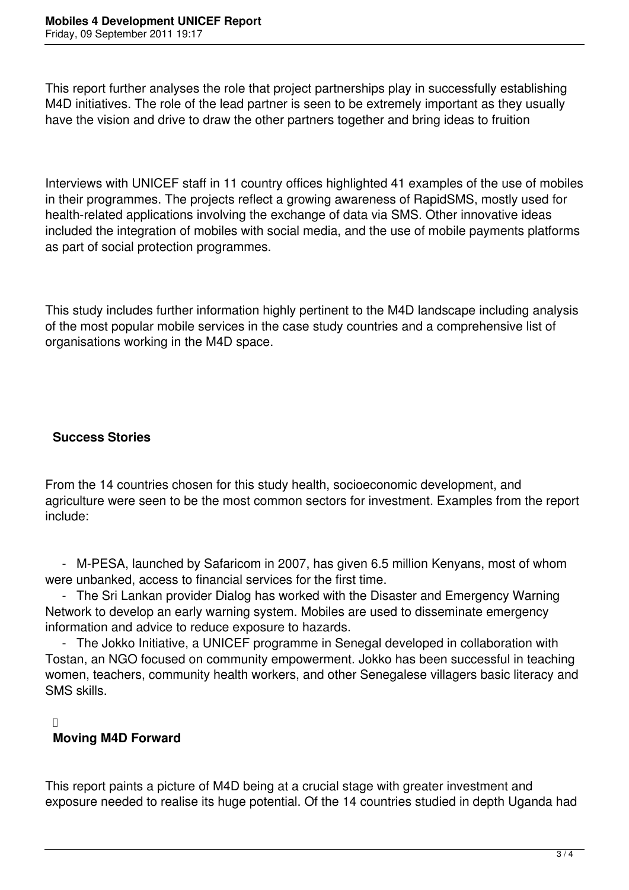This report further analyses the role that project partnerships play in successfully establishing M4D initiatives. The role of the lead partner is seen to be extremely important as they usually have the vision and drive to draw the other partners together and bring ideas to fruition

Interviews with UNICEF staff in 11 country offices highlighted 41 examples of the use of mobiles in their programmes. The projects reflect a growing awareness of RapidSMS, mostly used for health-related applications involving the exchange of data via SMS. Other innovative ideas included the integration of mobiles with social media, and the use of mobile payments platforms as part of social protection programmes.

This study includes further information highly pertinent to the M4D landscape including analysis of the most popular mobile services in the case study countries and a comprehensive list of organisations working in the M4D space.

## Success Stories

From the 14 countries chosen for this study health, socioeconomic development, and agriculture were seen to be the most common sectors for investment. Examples from the report include:

- M-PESA, launched by Safaricom in 2007, has given 6.5 million Kenyans, most of whom were unbanked, access to financial services for the first time.
- The Sri Lankan provider Dialog has worked with the Disaster and Emergency Warning Network to develop an early warning system. Mobiles are used to disseminate emergency information and advice to reduce exposure to hazards.
- The Jokko Initiative, a UNICEF programme in Senegal developed in collaboration with Tostan, an NGO focused on community empowerment. Jokko has been successful in teaching women, teachers, community health workers, and other Senegalese villagers basic literacy and SMS skills.

## Moving M4D Forward

This report paints a picture of M4D being at a crucial stage with greater investment and exposure needed to realise its huge potential. Of the 14 countries studied in depth Uganda had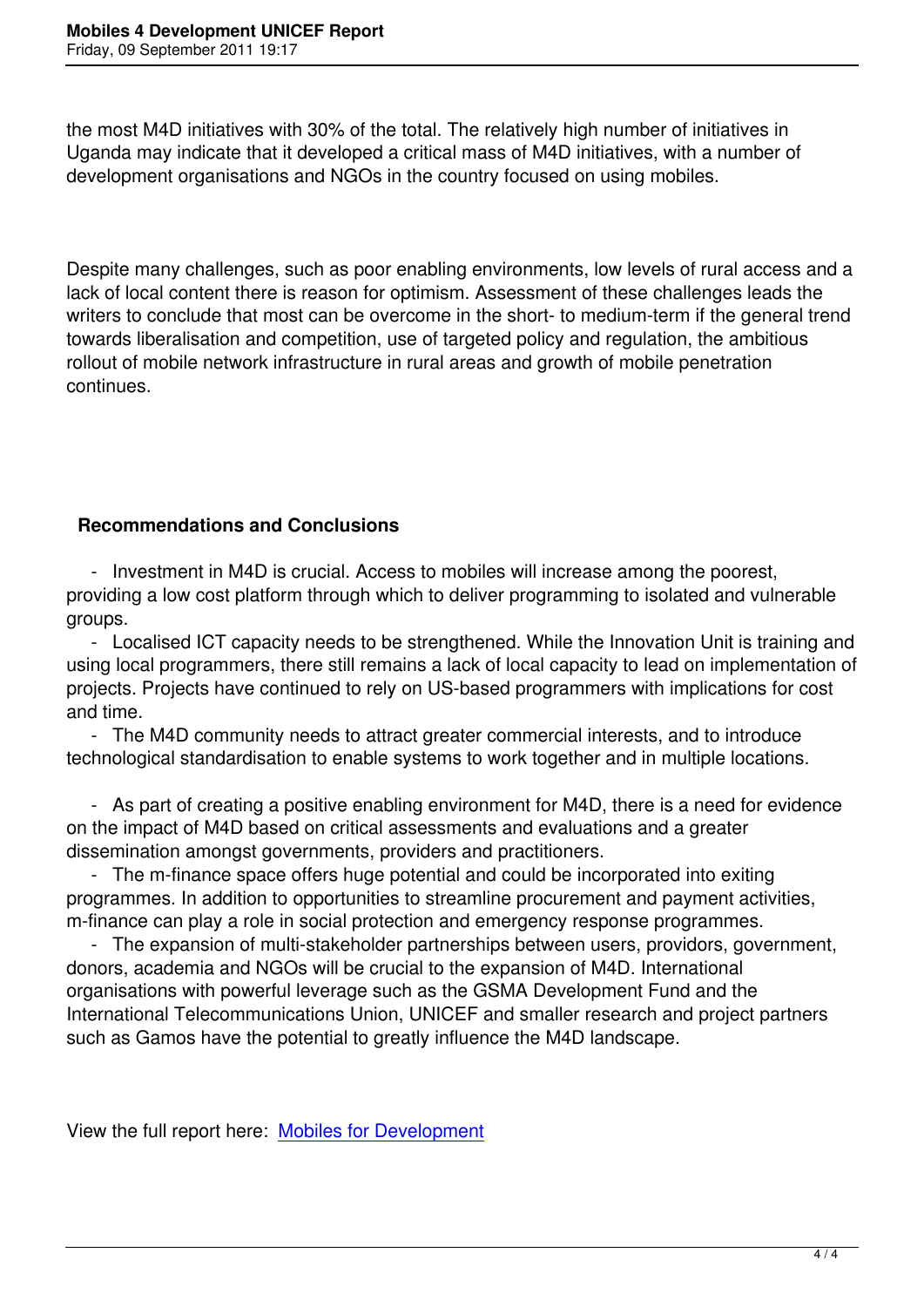the most M4D initiatives with 30% of the total. The relatively high number of initiatives in Uganda may indicate that it developed a critical mass of M4D initiatives, with a number of development organisations and NGOs in the country focused on using mobiles.

Despite many challenges, such as poor enabling environments, low levels of rural access and a lack of local content there is reason for optimism. Assessment of these challenges leads the writers to conclude that most can be overcome in the short- to medium-term if the general trend towards liberalisation and competition, use of targeted policy and regulation, the ambitious rollout of mobile network infrastructure in rural areas and growth of mobile penetration continues.

**Recommendations and Conclusions**

- Investment in M4D is crucial. Access to mobiles will increase among the poorest, providing a low cost platform through which to deliver programming to isolated and vulnerable groups.
- Localised ICT capacity needs to be strengthened. While the Innovation Unit is training and using local programmers, there still remains a lack of local capacity to lead on implementation of projects. Projects have continued to rely on US-based programmers with implications for cost and time.
- The M4D community needs to attract greater commercial interests, and to introduce technological standardisation to enable systems to work together and in multiple locations.
- As part of creating a positive enabling environment for M4D, there is a need for evidence on the impact of M4D based on critical assessments and evaluations and a greater dissemination amongst governments, providers and practitioners.
- The m-finance space offers huge potential and could be incorporated into exiting programmes. In addition to opportunities to streamline procurement and payment activities, m-finance can play a role in social protection and emergency response programmes.
- The expansion of multi-stakeholder partnerships between users, providors, government, donors, academia and NGOs will be crucial to the expansion of M4D. International organisations with powerful leverage such as the GSMA Development Fund and the International Telecommunications Union, UNICEF and smaller research and project partners such as Gamos have the potential to greatly influence the M4D landscape.

View the full report here: [Mobiles for Development]